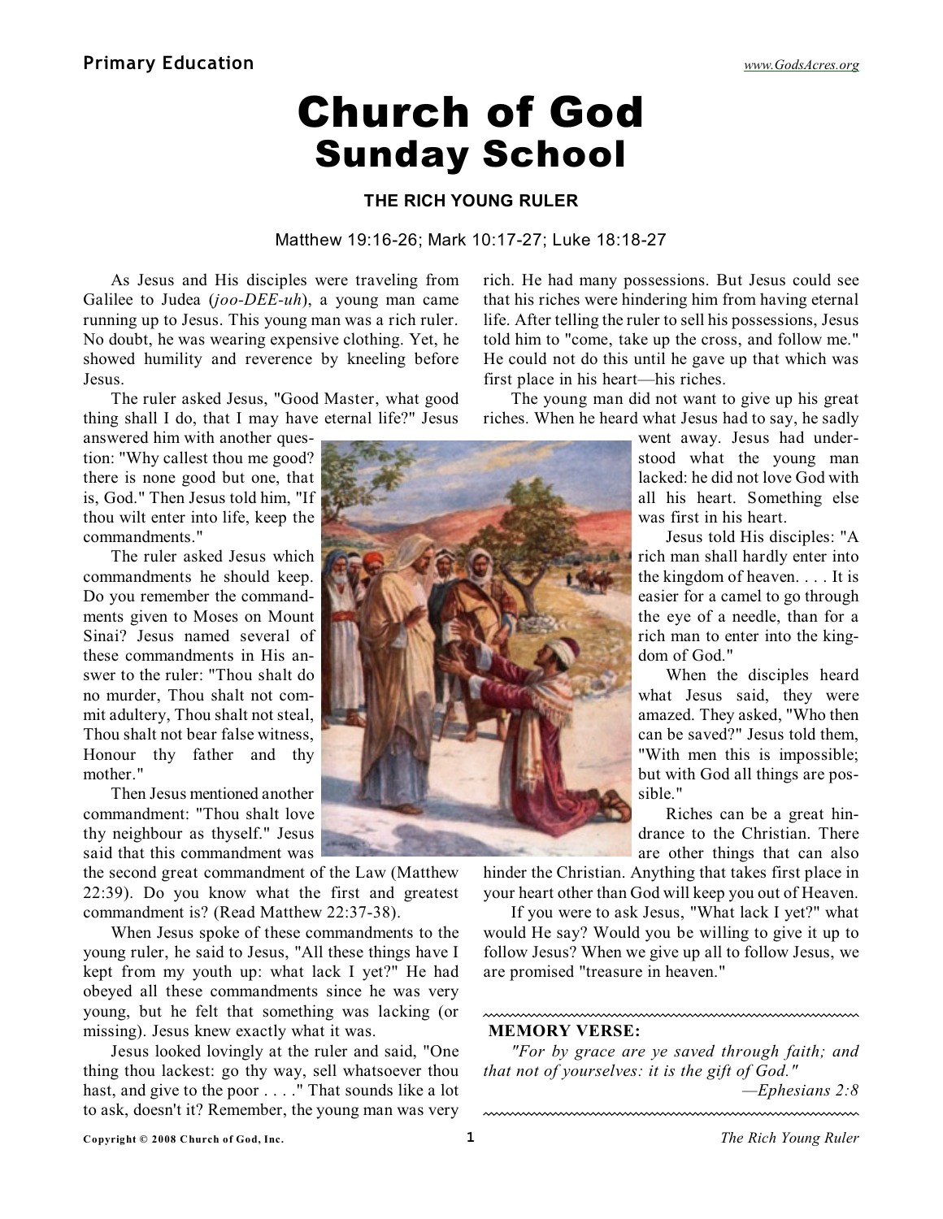# Church of God Sunday School

### THE RICH YOUNG RULER

Matthew 19:16-26; Mark 10:17-27; Luke 18:18-27

As Jesus and His disciples were traveling from Galilee to Judea (*joo-DEE-uh*), a young man came running up to Jesus. This young man was a rich ruler. No doubt, he was wearing expensive clothing. Yet, he showed humility and reverence by kneeling before Jesus.

The ruler asked Jesus, "Good Master, what good thing shall I do, that I may have eternal life?" Jesus answered him with another question: "Why callest thou me good? there is none good but one, that is, God." Then Jesus told him, "If thou wilt enter into life, keep the commandments."

The ruler asked Jesus which commandments he should keep. Do you remember the commandments given to Moses on Mount Sinai? Jesus named several of these commandments in His answer to the ruler: "Thou shalt do no murder, Thou shalt not commit adultery, Thou shalt not steal, Thou shalt not bear false witness, Honour thy father and thy mother."

Then Jesus mentioned another commandment: "Thou shalt love thy neighbour as thyself." Jesus said that this commandment was the second great commandment of the Law (Matthew 22:39). Do you know what the first and greatest commandment is? (Read Matthew 22:37-38).

When Jesus spoke of these commandments to the young ruler, he said to Jesus, "All these things have I kept from my youth up: what lack I yet?" He had obeyed all these commandments since he was very young, but he felt that something was lacking (or missing). Jesus knew exactly what it was.

Jesus looked lovingly at the ruler and said, "One thing thou lackest: go thy way, sell whatsoever thou hast, and give to the poor . . . ." That sounds like a lot to ask, doesn't it? Remember, the young man was very rich. He had many possessions. But Jesus could see that his riches were hindering him from having eternal life. After telling the ruler to sell his possessions, Jesus told him to "come, take up the cross, and follow me." He could not do this until he gave up that which was first place in his heart—his riches.

The young man did not want to give up his great riches. When he heard what Jesus had to say, he sadly went away. Jesus had understood what the young man lacked: he did not love God with all his heart. Something else was first in his heart.

Jesus told His disciples: "A rich man shall hardly enter into the kingdom of heaven. . . . It is easier for a camel to go through the eye of a needle, than for a rich man to enter into the kingdom of God."

When the disciples heard what Jesus said, they were amazed. They asked, "Who then can be saved?" Jesus told them, "With men this is impossible; but with God all things are possible."

Riches can be a great hindrance to the Christian. There are other things that can also hinder the Christian. Anything that takes first place in your heart other than God will keep you out of Heaven.

If you were to ask Jesus, "What lack I yet?" what would He say? Would you be willing to give it up to follow Jesus? When we give up all to follow Jesus, we are promised "treasure in heaven."

---

**MEMORY VERSE:**

*"For by grace are ye saved through faith; and that not of yourselves: it is the gift of God."*

*—Ephesians 2:8*

---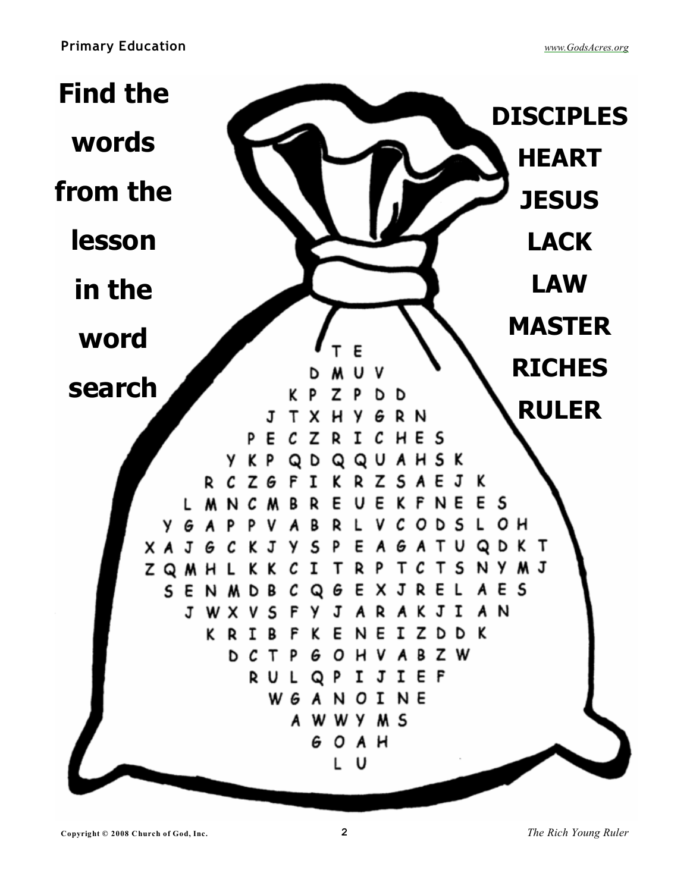# Find the words from the lesson in the word search

**DISCIPLES**
**HEART**
**JESUS**
**LACK**
**LAW**
**MASTER**
**RICHES**
**RULER**

```
                T E
              D M U V
            K P Z P D D
          J T X H Y G R N
        P E C Z R I C H E S
      Y K P Q D Q Q U A H S K
    R C Z G F I K R Z S A E J K
  L M N C M B R E U E K F N E E S
Y G A P P V A B R L V C O D S L O H
X A J G C K J Y S P E A G A T U Q D K T
Z Q M H L K K C I T R P T C T S N Y M J
  S E N M D B C Q G E X J R E L A E S
    J W X V S F Y J A R A K J I A N
      K R I B F K E N E I Z D D K
        D C T P G O H V A B Z W
          R U L Q P I J I E F
            W G A N O I N E
              A W W Y M S
                G O A H
                  L U
```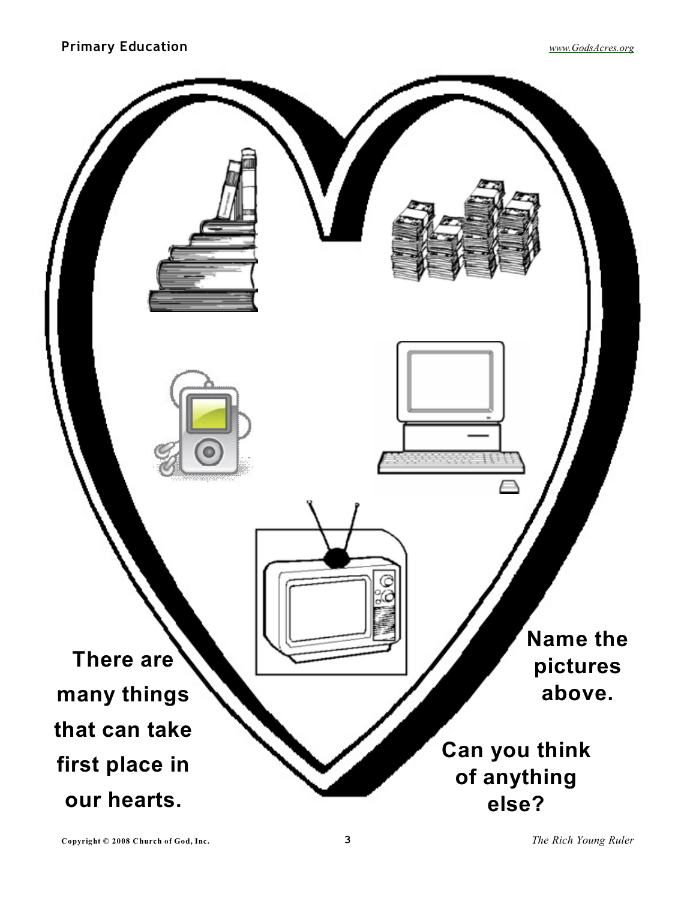There are many things that can take first place in our hearts.

Name the pictures above.

Can you think of anything else?